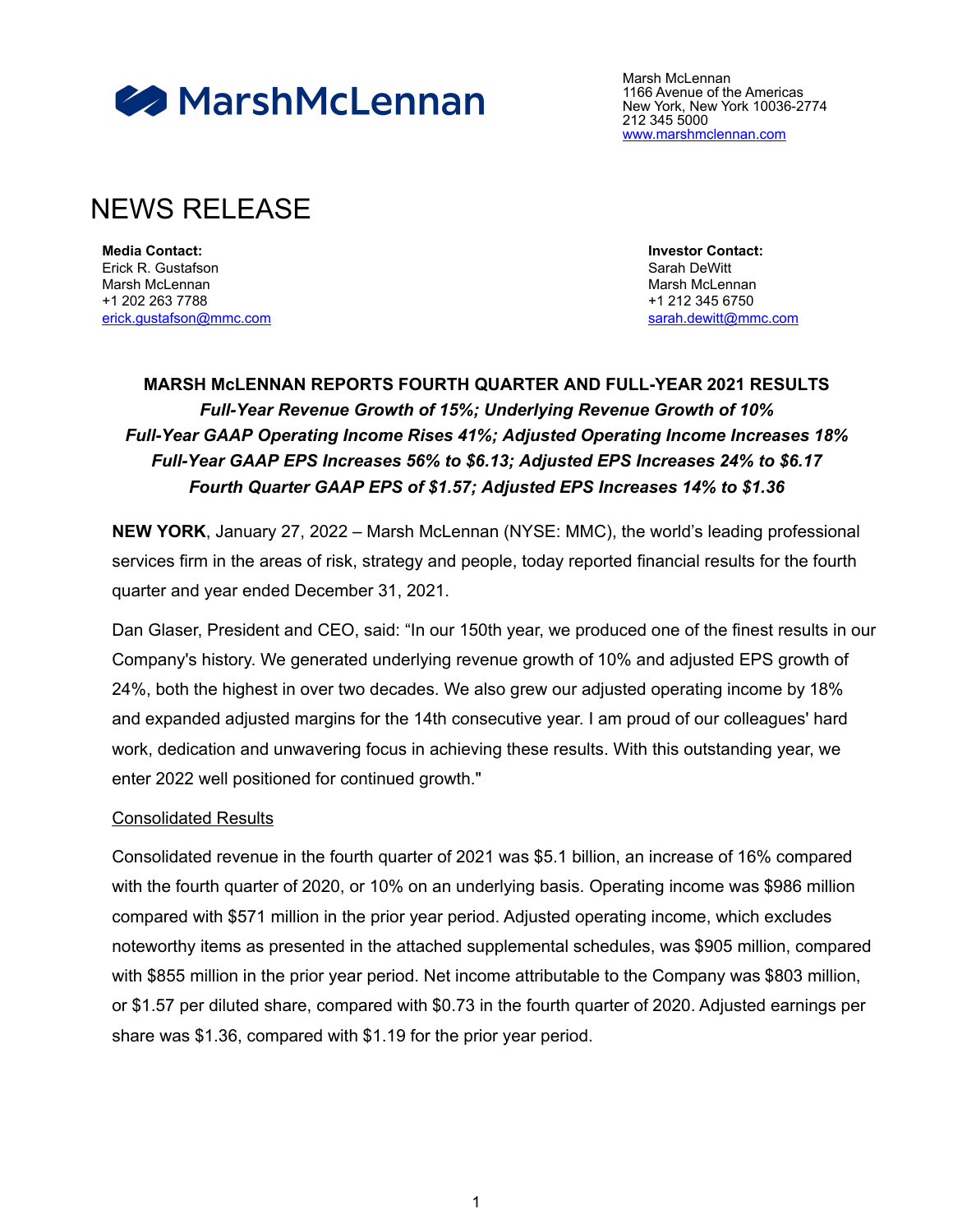MarshMcLennan

Marsh McLennan
1166 Avenue of the Americas
New York, New York 10036-2774
212 345 5000
www.marshmclennan.com

# NEWS RELEASE

**Media Contact:**
Erick R. Gustafson
Marsh McLennan
+1 202 263 7788
erick.gustafson@mmc.com

**Investor Contact:**
Sarah DeWitt
Marsh McLennan
+1 212 345 6750
sarah.dewitt@mmc.com

## MARSH McLENNAN REPORTS FOURTH QUARTER AND FULL-YEAR 2021 RESULTS

***Full-Year Revenue Growth of 15%; Underlying Revenue Growth of 10%***
***Full-Year GAAP Operating Income Rises 41%; Adjusted Operating Income Increases 18%***
***Full-Year GAAP EPS Increases 56% to $6.13; Adjusted EPS Increases 24% to $6.17***
***Fourth Quarter GAAP EPS of $1.57; Adjusted EPS Increases 14% to $1.36***

**NEW YORK**, January 27, 2022 – Marsh McLennan (NYSE: MMC), the world's leading professional services firm in the areas of risk, strategy and people, today reported financial results for the fourth quarter and year ended December 31, 2021.

Dan Glaser, President and CEO, said: "In our 150th year, we produced one of the finest results in our Company's history. We generated underlying revenue growth of 10% and adjusted EPS growth of 24%, both the highest in over two decades. We also grew our adjusted operating income by 18% and expanded adjusted margins for the 14th consecutive year. I am proud of our colleagues' hard work, dedication and unwavering focus in achieving these results. With this outstanding year, we enter 2022 well positioned for continued growth."

Consolidated Results

Consolidated revenue in the fourth quarter of 2021 was $5.1 billion, an increase of 16% compared with the fourth quarter of 2020, or 10% on an underlying basis. Operating income was $986 million compared with $571 million in the prior year period. Adjusted operating income, which excludes noteworthy items as presented in the attached supplemental schedules, was $905 million, compared with $855 million in the prior year period. Net income attributable to the Company was $803 million, or $1.57 per diluted share, compared with $0.73 in the fourth quarter of 2020. Adjusted earnings per share was $1.36, compared with $1.19 for the prior year period.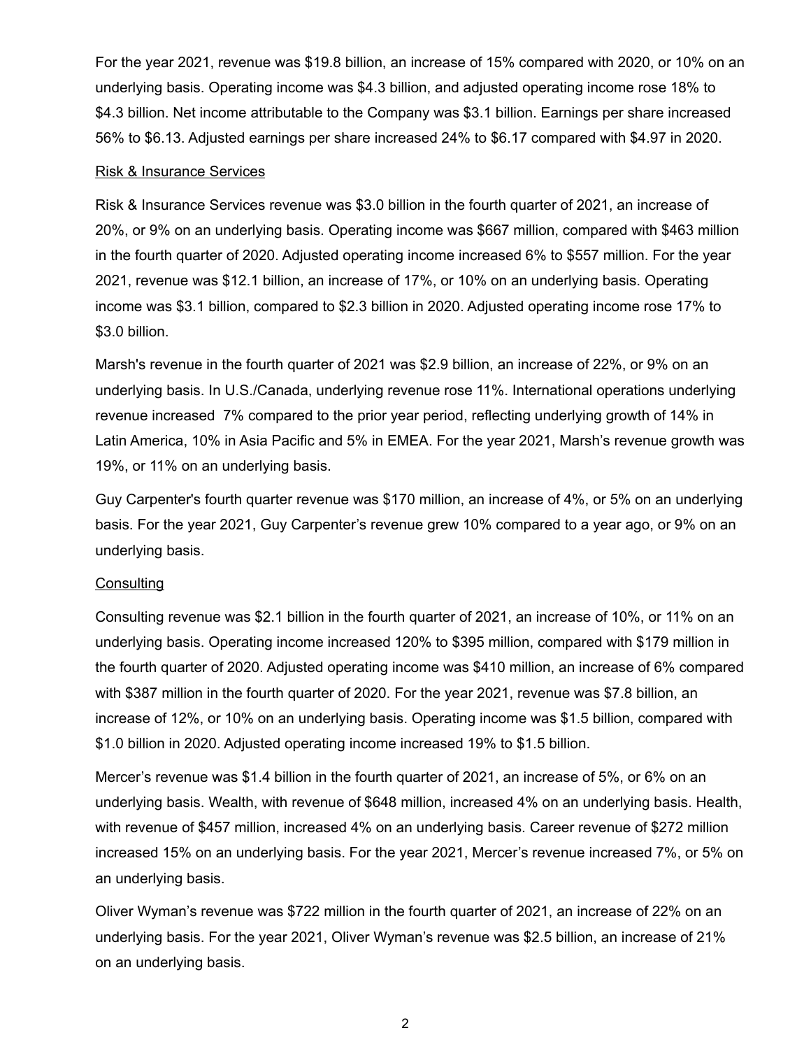For the year 2021, revenue was $19.8 billion, an increase of 15% compared with 2020, or 10% on an underlying basis. Operating income was $4.3 billion, and adjusted operating income rose 18% to $4.3 billion. Net income attributable to the Company was $3.1 billion. Earnings per share increased 56% to $6.13. Adjusted earnings per share increased 24% to $6.17 compared with $4.97 in 2020.

<u>Risk & Insurance Services</u>

Risk & Insurance Services revenue was $3.0 billion in the fourth quarter of 2021, an increase of 20%, or 9% on an underlying basis. Operating income was $667 million, compared with $463 million in the fourth quarter of 2020. Adjusted operating income increased 6% to $557 million. For the year 2021, revenue was $12.1 billion, an increase of 17%, or 10% on an underlying basis. Operating income was $3.1 billion, compared to $2.3 billion in 2020. Adjusted operating income rose 17% to $3.0 billion.

Marsh's revenue in the fourth quarter of 2021 was $2.9 billion, an increase of 22%, or 9% on an underlying basis. In U.S./Canada, underlying revenue rose 11%. International operations underlying revenue increased 7% compared to the prior year period, reflecting underlying growth of 14% in Latin America, 10% in Asia Pacific and 5% in EMEA. For the year 2021, Marsh's revenue growth was 19%, or 11% on an underlying basis.

Guy Carpenter's fourth quarter revenue was $170 million, an increase of 4%, or 5% on an underlying basis. For the year 2021, Guy Carpenter's revenue grew 10% compared to a year ago, or 9% on an underlying basis.

<u>Consulting</u>

Consulting revenue was $2.1 billion in the fourth quarter of 2021, an increase of 10%, or 11% on an underlying basis. Operating income increased 120% to $395 million, compared with $179 million in the fourth quarter of 2020. Adjusted operating income was $410 million, an increase of 6% compared with $387 million in the fourth quarter of 2020. For the year 2021, revenue was $7.8 billion, an increase of 12%, or 10% on an underlying basis. Operating income was $1.5 billion, compared with $1.0 billion in 2020. Adjusted operating income increased 19% to $1.5 billion.

Mercer's revenue was $1.4 billion in the fourth quarter of 2021, an increase of 5%, or 6% on an underlying basis. Wealth, with revenue of $648 million, increased 4% on an underlying basis. Health, with revenue of $457 million, increased 4% on an underlying basis. Career revenue of $272 million increased 15% on an underlying basis. For the year 2021, Mercer's revenue increased 7%, or 5% on an underlying basis.

Oliver Wyman's revenue was $722 million in the fourth quarter of 2021, an increase of 22% on an underlying basis. For the year 2021, Oliver Wyman's revenue was $2.5 billion, an increase of 21% on an underlying basis.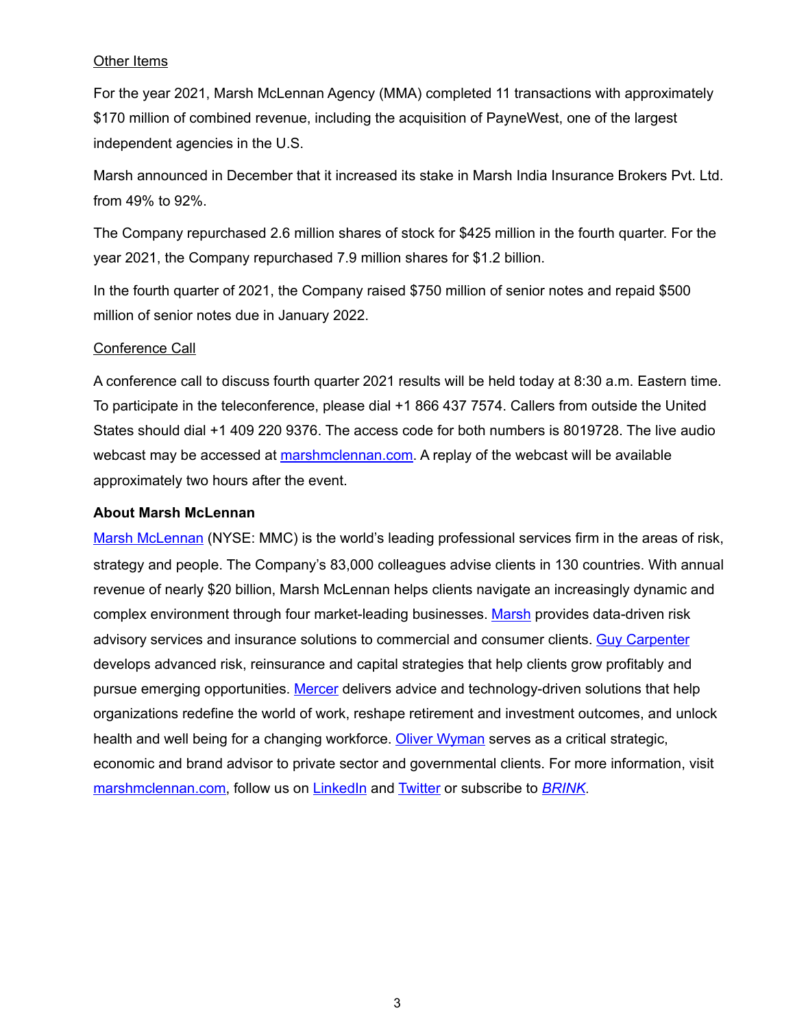Other Items

For the year 2021, Marsh McLennan Agency (MMA) completed 11 transactions with approximately $170 million of combined revenue, including the acquisition of PayneWest, one of the largest independent agencies in the U.S.

Marsh announced in December that it increased its stake in Marsh India Insurance Brokers Pvt. Ltd. from 49% to 92%.

The Company repurchased 2.6 million shares of stock for $425 million in the fourth quarter. For the year 2021, the Company repurchased 7.9 million shares for $1.2 billion.

In the fourth quarter of 2021, the Company raised $750 million of senior notes and repaid $500 million of senior notes due in January 2022.

Conference Call

A conference call to discuss fourth quarter 2021 results will be held today at 8:30 a.m. Eastern time. To participate in the teleconference, please dial +1 866 437 7574. Callers from outside the United States should dial +1 409 220 9376. The access code for both numbers is 8019728. The live audio webcast may be accessed at marshmclennan.com. A replay of the webcast will be available approximately two hours after the event.

**About Marsh McLennan**

Marsh McLennan (NYSE: MMC) is the world's leading professional services firm in the areas of risk, strategy and people. The Company's 83,000 colleagues advise clients in 130 countries. With annual revenue of nearly $20 billion, Marsh McLennan helps clients navigate an increasingly dynamic and complex environment through four market-leading businesses. Marsh provides data-driven risk advisory services and insurance solutions to commercial and consumer clients. Guy Carpenter develops advanced risk, reinsurance and capital strategies that help clients grow profitably and pursue emerging opportunities. Mercer delivers advice and technology-driven solutions that help organizations redefine the world of work, reshape retirement and investment outcomes, and unlock health and well being for a changing workforce. Oliver Wyman serves as a critical strategic, economic and brand advisor to private sector and governmental clients. For more information, visit marshmclennan.com, follow us on LinkedIn and Twitter or subscribe to *BRINK*.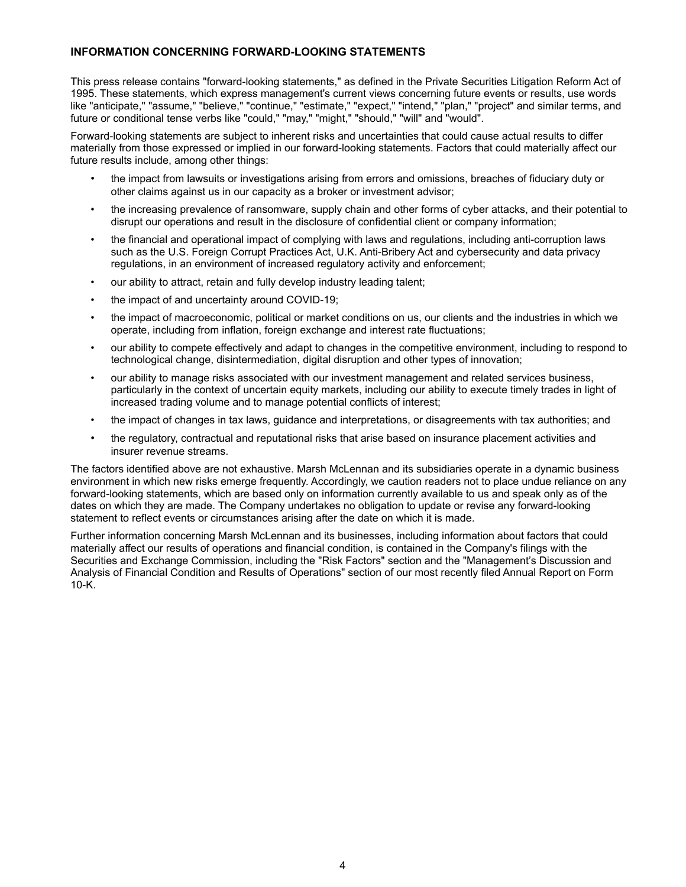## INFORMATION CONCERNING FORWARD-LOOKING STATEMENTS

This press release contains "forward-looking statements," as defined in the Private Securities Litigation Reform Act of 1995. These statements, which express management's current views concerning future events or results, use words like "anticipate," "assume," "believe," "continue," "estimate," "expect," "intend," "plan," "project" and similar terms, and future or conditional tense verbs like "could," "may," "might," "should," "will" and "would".

Forward-looking statements are subject to inherent risks and uncertainties that could cause actual results to differ materially from those expressed or implied in our forward-looking statements. Factors that could materially affect our future results include, among other things:

- the impact from lawsuits or investigations arising from errors and omissions, breaches of fiduciary duty or other claims against us in our capacity as a broker or investment advisor;
- the increasing prevalence of ransomware, supply chain and other forms of cyber attacks, and their potential to disrupt our operations and result in the disclosure of confidential client or company information;
- the financial and operational impact of complying with laws and regulations, including anti-corruption laws such as the U.S. Foreign Corrupt Practices Act, U.K. Anti-Bribery Act and cybersecurity and data privacy regulations, in an environment of increased regulatory activity and enforcement;
- our ability to attract, retain and fully develop industry leading talent;
- the impact of and uncertainty around COVID-19;
- the impact of macroeconomic, political or market conditions on us, our clients and the industries in which we operate, including from inflation, foreign exchange and interest rate fluctuations;
- our ability to compete effectively and adapt to changes in the competitive environment, including to respond to technological change, disintermediation, digital disruption and other types of innovation;
- our ability to manage risks associated with our investment management and related services business, particularly in the context of uncertain equity markets, including our ability to execute timely trades in light of increased trading volume and to manage potential conflicts of interest;
- the impact of changes in tax laws, guidance and interpretations, or disagreements with tax authorities; and
- the regulatory, contractual and reputational risks that arise based on insurance placement activities and insurer revenue streams.

The factors identified above are not exhaustive. Marsh McLennan and its subsidiaries operate in a dynamic business environment in which new risks emerge frequently. Accordingly, we caution readers not to place undue reliance on any forward-looking statements, which are based only on information currently available to us and speak only as of the dates on which they are made. The Company undertakes no obligation to update or revise any forward-looking statement to reflect events or circumstances arising after the date on which it is made.

Further information concerning Marsh McLennan and its businesses, including information about factors that could materially affect our results of operations and financial condition, is contained in the Company's filings with the Securities and Exchange Commission, including the "Risk Factors" section and the "Management's Discussion and Analysis of Financial Condition and Results of Operations" section of our most recently filed Annual Report on Form 10-K.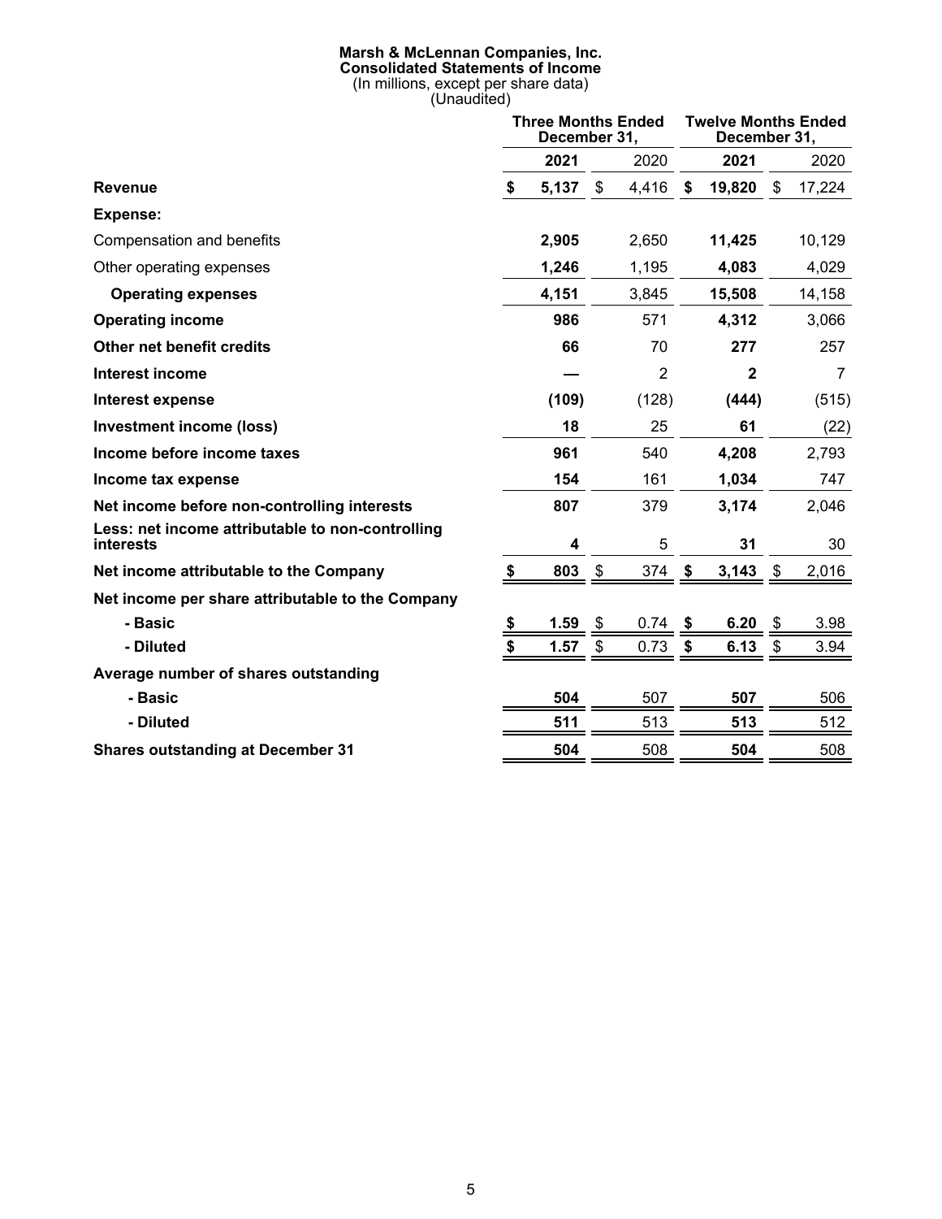**Marsh & McLennan Companies, Inc.**
**Consolidated Statements of Income**
(In millions, except per share data)
(Unaudited)

| | Three Months Ended December 31, | | Twelve Months Ended December 31, | |
|---|---|---|---|---|
| | **2021** | 2020 | **2021** | 2020 |
| **Revenue** | **$ 5,137** | $ 4,416 | **$ 19,820** | $ 17,224 |
| **Expense:** | | | | |
| Compensation and benefits | **2,905** | 2,650 | **11,425** | 10,129 |
| Other operating expenses | **1,246** | 1,195 | **4,083** | 4,029 |
| **Operating expenses** | **4,151** | 3,845 | **15,508** | 14,158 |
| **Operating income** | **986** | 571 | **4,312** | 3,066 |
| **Other net benefit credits** | **66** | 70 | **277** | 257 |
| **Interest income** | **—** | 2 | **2** | 7 |
| **Interest expense** | **(109)** | (128) | **(444)** | (515) |
| **Investment income (loss)** | **18** | 25 | **61** | (22) |
| **Income before income taxes** | **961** | 540 | **4,208** | 2,793 |
| **Income tax expense** | **154** | 161 | **1,034** | 747 |
| **Net income before non-controlling interests** | **807** | 379 | **3,174** | 2,046 |
| **Less: net income attributable to non-controlling interests** | **4** | 5 | **31** | 30 |
| **Net income attributable to the Company** | **$ 803** | $ 374 | **$ 3,143** | $ 2,016 |
| **Net income per share attributable to the Company** | | | | |
| **- Basic** | **$ 1.59** | $ 0.74 | **$ 6.20** | $ 3.98 |
| **- Diluted** | **$ 1.57** | $ 0.73 | **$ 6.13** | $ 3.94 |
| **Average number of shares outstanding** | | | | |
| **- Basic** | **504** | 507 | **507** | 506 |
| **- Diluted** | **511** | 513 | **513** | 512 |
| **Shares outstanding at December 31** | **504** | 508 | **504** | 508 |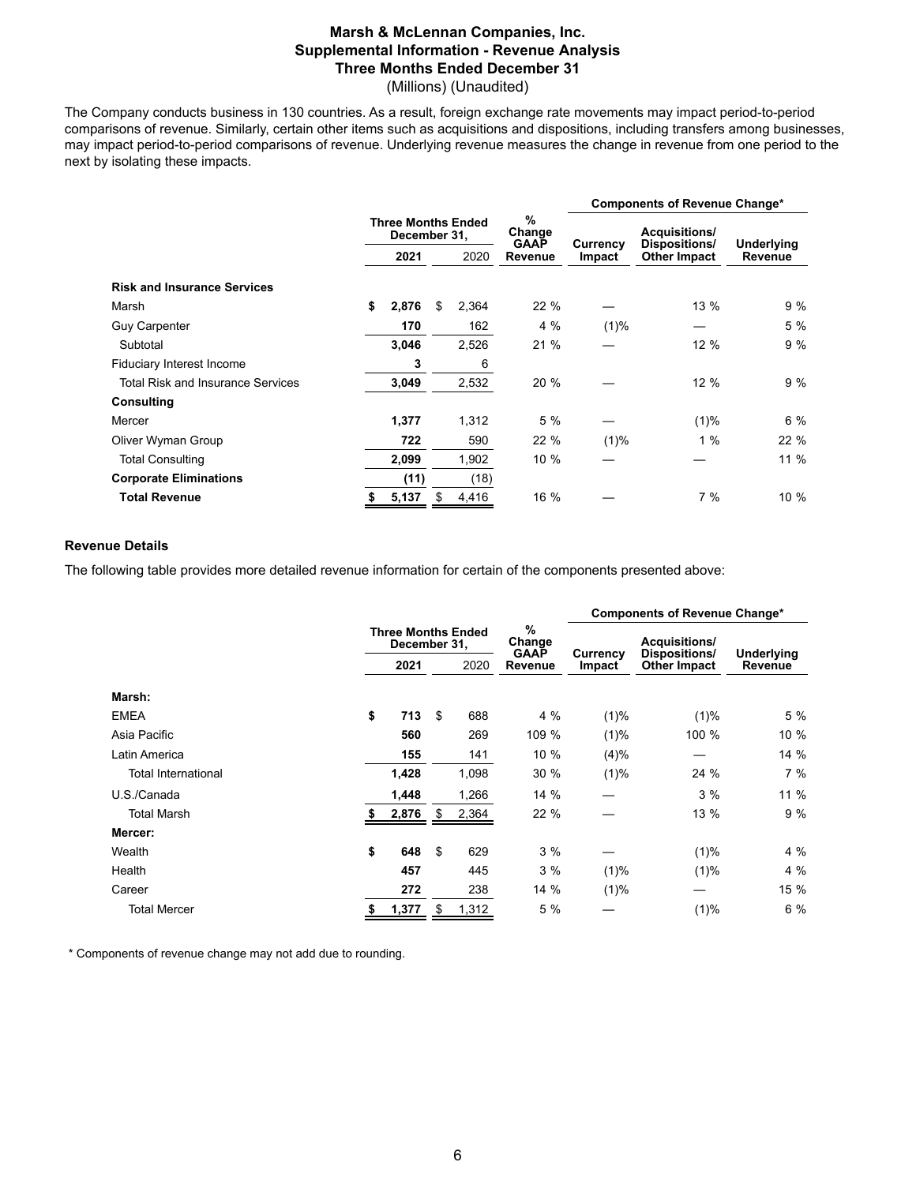# Marsh & McLennan Companies, Inc.
## Supplemental Information - Revenue Analysis
## Three Months Ended December 31

(Millions) (Unaudited)

The Company conducts business in 130 countries. As a result, foreign exchange rate movements may impact period-to-period comparisons of revenue. Similarly, certain other items such as acquisitions and dispositions, including transfers among businesses, may impact period-to-period comparisons of revenue. Underlying revenue measures the change in revenue from one period to the next by isolating these impacts.

| | Three Months Ended December 31, | | % Change GAAP Revenue | Components of Revenue Change* | | |
|---|---|---|---|---|---|---|
| | 2021 | 2020 | | Currency Impact | Acquisitions/ Dispositions/ Other Impact | Underlying Revenue |
| **Risk and Insurance Services** | | | | | | |
| Marsh | $ 2,876 | $ 2,364 | 22 % | — | 13 % | 9 % |
| Guy Carpenter | 170 | 162 | 4 % | (1)% | — | 5 % |
| Subtotal | 3,046 | 2,526 | 21 % | — | 12 % | 9 % |
| Fiduciary Interest Income | 3 | 6 | | | | |
| Total Risk and Insurance Services | 3,049 | 2,532 | 20 % | — | 12 % | 9 % |
| **Consulting** | | | | | | |
| Mercer | 1,377 | 1,312 | 5 % | — | (1)% | 6 % |
| Oliver Wyman Group | 722 | 590 | 22 % | (1)% | 1 % | 22 % |
| Total Consulting | 2,099 | 1,902 | 10 % | — | — | 11 % |
| **Corporate Eliminations** | (11) | (18) | | | | |
| **Total Revenue** | $ 5,137 | $ 4,416 | 16 % | — | 7 % | 10 % |

### Revenue Details

The following table provides more detailed revenue information for certain of the components presented above:

| | Three Months Ended December 31, | | % Change GAAP Revenue | Components of Revenue Change* | | |
|---|---|---|---|---|---|---|
| | 2021 | 2020 | | Currency Impact | Acquisitions/ Dispositions/ Other Impact | Underlying Revenue |
| **Marsh:** | | | | | | |
| EMEA | $ 713 | $ 688 | 4 % | (1)% | (1)% | 5 % |
| Asia Pacific | 560 | 269 | 109 % | (1)% | 100 % | 10 % |
| Latin America | 155 | 141 | 10 % | (4)% | — | 14 % |
| Total International | 1,428 | 1,098 | 30 % | (1)% | 24 % | 7 % |
| U.S./Canada | 1,448 | 1,266 | 14 % | — | 3 % | 11 % |
| Total Marsh | $ 2,876 | $ 2,364 | 22 % | — | 13 % | 9 % |
| **Mercer:** | | | | | | |
| Wealth | $ 648 | $ 629 | 3 % | — | (1)% | 4 % |
| Health | 457 | 445 | 3 % | (1)% | (1)% | 4 % |
| Career | 272 | 238 | 14 % | (1)% | — | 15 % |
| Total Mercer | $ 1,377 | $ 1,312 | 5 % | — | (1)% | 6 % |

\* Components of revenue change may not add due to rounding.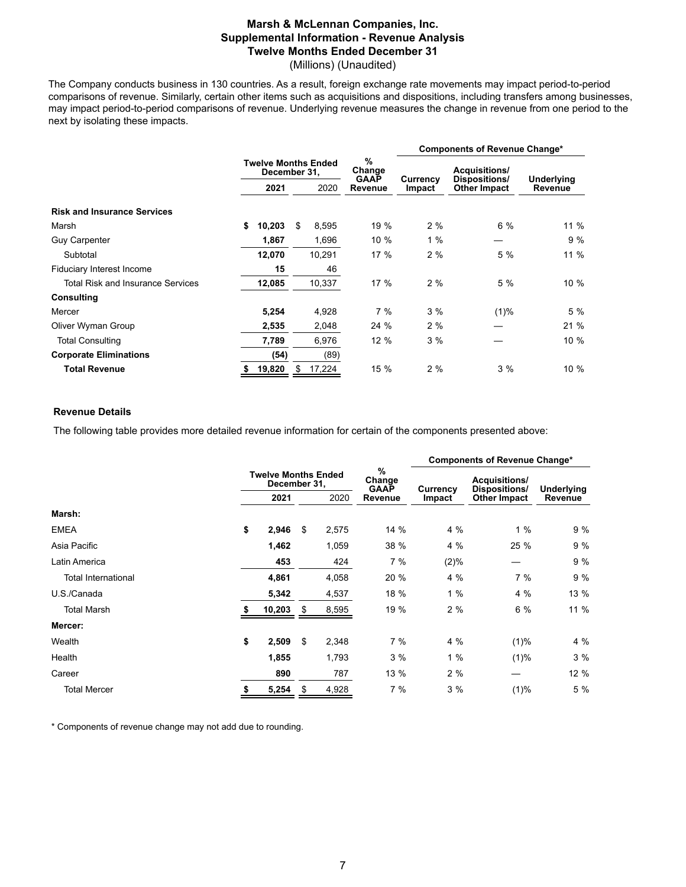# Marsh & McLennan Companies, Inc.
## Supplemental Information - Revenue Analysis
## Twelve Months Ended December 31

(Millions) (Unaudited)

The Company conducts business in 130 countries. As a result, foreign exchange rate movements may impact period-to-period comparisons of revenue. Similarly, certain other items such as acquisitions and dispositions, including transfers among businesses, may impact period-to-period comparisons of revenue. Underlying revenue measures the change in revenue from one period to the next by isolating these impacts.

| | Twelve Months Ended December 31, | | % Change GAAP Revenue | Components of Revenue Change* | | |
|---|---|---|---|---|---|---|
| | **2021** | 2020 | | Currency Impact | Acquisitions/ Dispositions/ Other Impact | Underlying Revenue |
| **Risk and Insurance Services** | | | | | | |
| Marsh | **$ 10,203** | $ 8,595 | 19 % | 2 % | 6 % | 11 % |
| Guy Carpenter | **1,867** | 1,696 | 10 % | 1 % | — | 9 % |
| Subtotal | **12,070** | 10,291 | 17 % | 2 % | 5 % | 11 % |
| Fiduciary Interest Income | **15** | 46 | | | | |
| Total Risk and Insurance Services | **12,085** | 10,337 | 17 % | 2 % | 5 % | 10 % |
| **Consulting** | | | | | | |
| Mercer | **5,254** | 4,928 | 7 % | 3 % | (1)% | 5 % |
| Oliver Wyman Group | **2,535** | 2,048 | 24 % | 2 % | — | 21 % |
| Total Consulting | **7,789** | 6,976 | 12 % | 3 % | — | 10 % |
| **Corporate Eliminations** | **(54)** | (89) | | | | |
| **Total Revenue** | **$ 19,820** | $ 17,224 | 15 % | 2 % | 3 % | 10 % |

### Revenue Details

The following table provides more detailed revenue information for certain of the components presented above:

| | Twelve Months Ended December 31, | | % Change GAAP Revenue | Components of Revenue Change* | | |
|---|---|---|---|---|---|---|
| | **2021** | 2020 | | Currency Impact | Acquisitions/ Dispositions/ Other Impact | Underlying Revenue |
| **Marsh:** | | | | | | |
| EMEA | **$ 2,946** | $ 2,575 | 14 % | 4 % | 1 % | 9 % |
| Asia Pacific | **1,462** | 1,059 | 38 % | 4 % | 25 % | 9 % |
| Latin America | **453** | 424 | 7 % | (2)% | — | 9 % |
| Total International | **4,861** | 4,058 | 20 % | 4 % | 7 % | 9 % |
| U.S./Canada | **5,342** | 4,537 | 18 % | 1 % | 4 % | 13 % |
| Total Marsh | **$ 10,203** | $ 8,595 | 19 % | 2 % | 6 % | 11 % |
| **Mercer:** | | | | | | |
| Wealth | **$ 2,509** | $ 2,348 | 7 % | 4 % | (1)% | 4 % |
| Health | **1,855** | 1,793 | 3 % | 1 % | (1)% | 3 % |
| Career | **890** | 787 | 13 % | 2 % | — | 12 % |
| Total Mercer | **$ 5,254** | $ 4,928 | 7 % | 3 % | (1)% | 5 % |

\* Components of revenue change may not add due to rounding.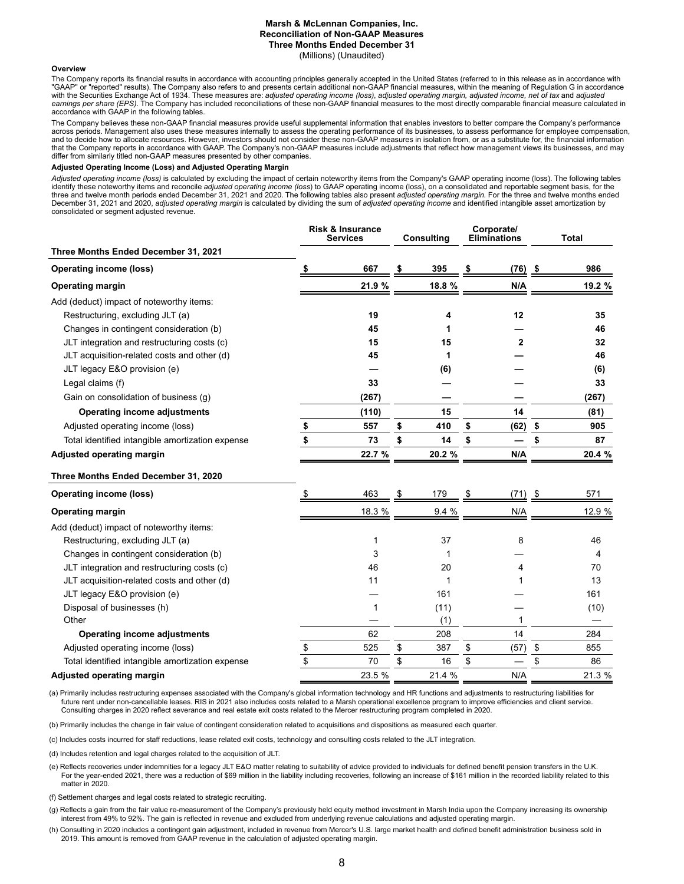**Marsh & McLennan Companies, Inc.**
**Reconciliation of Non-GAAP Measures**
**Three Months Ended December 31**
(Millions) (Unaudited)

**Overview**

The Company reports its financial results in accordance with accounting principles generally accepted in the United States (referred to in this release as in accordance with "GAAP" or "reported" results). The Company also refers to and presents certain additional non-GAAP financial measures, within the meaning of Regulation G in accordance with the Securities Exchange Act of 1934. These measures are: *adjusted operating income (loss)*, *adjusted operating margin, adjusted income, net of tax* and *adjusted earnings per share (EPS)*. The Company has included reconciliations of these non-GAAP financial measures to the most directly comparable financial measure calculated in accordance with GAAP in the following tables.

The Company believes these non-GAAP financial measures provide useful supplemental information that enables investors to better compare the Company's performance across periods. Management also uses these measures internally to assess the operating performance of its businesses, to assess performance for employee compensation, and to decide how to allocate resources. However, investors should not consider these non-GAAP measures in isolation from, or as a substitute for, the financial information that the Company reports in accordance with GAAP. The Company's non-GAAP measures include adjustments that reflect how management views its businesses, and may differ from similarly titled non-GAAP measures presented by other companies.

**Adjusted Operating Income (Loss) and Adjusted Operating Margin**

*Adjusted operating income (loss)* is calculated by excluding the impact of certain noteworthy items from the Company's GAAP operating income (loss). The following tables identify these noteworthy items and reconcile *adjusted operating income (loss)* to GAAP operating income (loss), on a consolidated and reportable segment basis, for the three and twelve month periods ended December 31, 2021 and 2020. The following tables also present *adjusted operating margin*. For the three and twelve months ended December 31, 2021 and 2020, *adjusted operating margin* is calculated by dividing the sum of *adjusted operating income* and identified intangible asset amortization by consolidated or segment adjusted revenue.

| | Risk & Insurance Services | Consulting | Corporate/ Eliminations | Total |
|---|---|---|---|---|
| **Three Months Ended December 31, 2021** | | | | |
| **Operating income (loss)** | **$ 667** | **$ 395** | **$ (76)** | **$ 986** |
| **Operating margin** | **21.9 %** | **18.8 %** | **N/A** | **19.2 %** |
| Add (deduct) impact of noteworthy items: | | | | |
| Restructuring, excluding JLT (a) | **19** | **4** | **12** | **35** |
| Changes in contingent consideration (b) | **45** | **1** | **—** | **46** |
| JLT integration and restructuring costs (c) | **15** | **15** | **2** | **32** |
| JLT acquisition-related costs and other (d) | **45** | **1** | **—** | **46** |
| JLT legacy E&O provision (e) | **—** | **(6)** | **—** | **(6)** |
| Legal claims (f) | **33** | **—** | **—** | **33** |
| Gain on consolidation of business (g) | **(267)** | **—** | **—** | **(267)** |
| **Operating income adjustments** | **(110)** | **15** | **14** | **(81)** |
| Adjusted operating income (loss) | **$ 557** | **$ 410** | **$ (62)** | **$ 905** |
| Total identified intangible amortization expense | **$ 73** | **$ 14** | **$ —** | **$ 87** |
| **Adjusted operating margin** | **22.7 %** | **20.2 %** | **N/A** | **20.4 %** |
| **Three Months Ended December 31, 2020** | | | | |
| **Operating income (loss)** | $ 463 | $ 179 | $ (71) | $ 571 |
| **Operating margin** | 18.3 % | 9.4 % | N/A | 12.9 % |
| Add (deduct) impact of noteworthy items: | | | | |
| Restructuring, excluding JLT (a) | 1 | 37 | 8 | 46 |
| Changes in contingent consideration (b) | 3 | 1 | — | 4 |
| JLT integration and restructuring costs (c) | 46 | 20 | 4 | 70 |
| JLT acquisition-related costs and other (d) | 11 | 1 | 1 | 13 |
| JLT legacy E&O provision (e) | — | 161 | — | 161 |
| Disposal of businesses (h) | 1 | (11) | — | (10) |
| Other | — | (1) | 1 | — |
| **Operating income adjustments** | 62 | 208 | 14 | 284 |
| Adjusted operating income (loss) | $ 525 | $ 387 | $ (57) | $ 855 |
| Total identified intangible amortization expense | $ 70 | $ 16 | $ — | $ 86 |
| **Adjusted operating margin** | 23.5 % | 21.4 % | N/A | 21.3 % |

(a) Primarily includes restructuring expenses associated with the Company's global information technology and HR functions and adjustments to restructuring liabilities for future rent under non-cancellable leases. RIS in 2021 also includes costs related to a Marsh operational excellence program to improve efficiencies and client service. Consulting charges in 2020 reflect severance and real estate exit costs related to the Mercer restructuring program completed in 2020.

(b) Primarily includes the change in fair value of contingent consideration related to acquisitions and dispositions as measured each quarter.

(c) Includes costs incurred for staff reductions, lease related exit costs, technology and consulting costs related to the JLT integration.

(d) Includes retention and legal charges related to the acquisition of JLT.

(e) Reflects recoveries under indemnities for a legacy JLT E&O matter relating to suitability of advice provided to individuals for defined benefit pension transfers in the U.K. For the year-ended 2021, there was a reduction of $69 million in the liability including recoveries, following an increase of $161 million in the recorded liability related to this matter in 2020.

(f) Settlement charges and legal costs related to strategic recruiting.

(g) Reflects a gain from the fair value re-measurement of the Company's previously held equity method investment in Marsh India upon the Company increasing its ownership interest from 49% to 92%. The gain is reflected in revenue and excluded from underlying revenue calculations and adjusted operating margin.

(h) Consulting in 2020 includes a contingent gain adjustment, included in revenue from Mercer's U.S. large market health and defined benefit administration business sold in 2019. This amount is removed from GAAP revenue in the calculation of adjusted operating margin.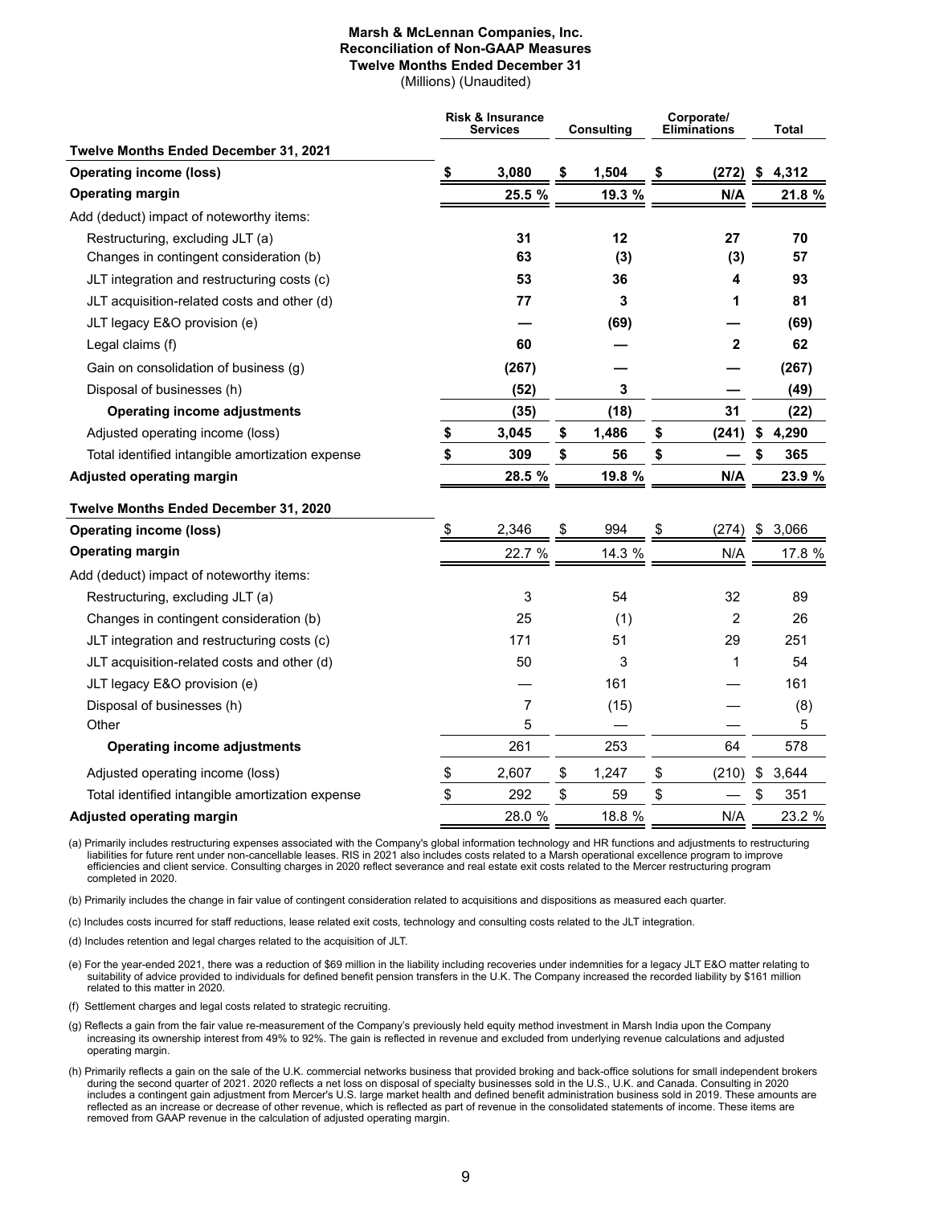**Marsh & McLennan Companies, Inc.**
**Reconciliation of Non-GAAP Measures**
**Twelve Months Ended December 31**
(Millions) (Unaudited)

| | Risk & Insurance Services | Consulting | Corporate/ Eliminations | Total |
|---|---|---|---|---|
| **Twelve Months Ended December 31, 2021** | | | | |
| **Operating income (loss)** | **$ 3,080** | **$ 1,504** | **$ (272)** | **$ 4,312** |
| **Operating margin** | **25.5 %** | **19.3 %** | **N/A** | **21.8 %** |
| Add (deduct) impact of noteworthy items: | | | | |
| Restructuring, excluding JLT (a) | **31** | **12** | **27** | **70** |
| Changes in contingent consideration (b) | **63** | **(3)** | **(3)** | **57** |
| JLT integration and restructuring costs (c) | **53** | **36** | **4** | **93** |
| JLT acquisition-related costs and other (d) | **77** | **3** | **1** | **81** |
| JLT legacy E&O provision (e) | **—** | **(69)** | **—** | **(69)** |
| Legal claims (f) | **60** | **—** | **2** | **62** |
| Gain on consolidation of business (g) | **(267)** | **—** | **—** | **(267)** |
| Disposal of businesses (h) | **(52)** | **3** | **—** | **(49)** |
| **Operating income adjustments** | **(35)** | **(18)** | **31** | **(22)** |
| Adjusted operating income (loss) | **$ 3,045** | **$ 1,486** | **$ (241)** | **$ 4,290** |
| Total identified intangible amortization expense | **$ 309** | **$ 56** | **$ —** | **$ 365** |
| **Adjusted operating margin** | **28.5 %** | **19.8 %** | **N/A** | **23.9 %** |
| **Twelve Months Ended December 31, 2020** | | | | |
| **Operating income (loss)** | $ 2,346 | $ 994 | $ (274) | $ 3,066 |
| **Operating margin** | 22.7 % | 14.3 % | N/A | 17.8 % |
| Add (deduct) impact of noteworthy items: | | | | |
| Restructuring, excluding JLT (a) | 3 | 54 | 32 | 89 |
| Changes in contingent consideration (b) | 25 | (1) | 2 | 26 |
| JLT integration and restructuring costs (c) | 171 | 51 | 29 | 251 |
| JLT acquisition-related costs and other (d) | 50 | 3 | 1 | 54 |
| JLT legacy E&O provision (e) | — | 161 | — | 161 |
| Disposal of businesses (h) | 7 | (15) | — | (8) |
| Other | 5 | — | — | 5 |
| **Operating income adjustments** | 261 | 253 | 64 | 578 |
| Adjusted operating income (loss) | $ 2,607 | $ 1,247 | $ (210) | $ 3,644 |
| Total identified intangible amortization expense | $ 292 | $ 59 | $ — | $ 351 |
| **Adjusted operating margin** | 28.0 % | 18.8 % | N/A | 23.2 % |

(a) Primarily includes restructuring expenses associated with the Company's global information technology and HR functions and adjustments to restructuring liabilities for future rent under non-cancellable leases. RIS in 2021 also includes costs related to a Marsh operational excellence program to improve efficiencies and client service. Consulting charges in 2020 reflect severance and real estate exit costs related to the Mercer restructuring program completed in 2020.

(b) Primarily includes the change in fair value of contingent consideration related to acquisitions and dispositions as measured each quarter.

(c) Includes costs incurred for staff reductions, lease related exit costs, technology and consulting costs related to the JLT integration.

(d) Includes retention and legal charges related to the acquisition of JLT.

(e) For the year-ended 2021, there was a reduction of $69 million in the liability including recoveries under indemnities for a legacy JLT E&O matter relating to suitability of advice provided to individuals for defined benefit pension transfers in the U.K. The Company increased the recorded liability by $161 million related to this matter in 2020.

(f) Settlement charges and legal costs related to strategic recruiting.

(g) Reflects a gain from the fair value re-measurement of the Company's previously held equity method investment in Marsh India upon the Company increasing its ownership interest from 49% to 92%. The gain is reflected in revenue and excluded from underlying revenue calculations and adjusted operating margin.

(h) Primarily reflects a gain on the sale of the U.K. commercial networks business that provided broking and back-office solutions for small independent brokers during the second quarter of 2021. 2020 reflects a net loss on disposal of specialty businesses sold in the U.S., U.K. and Canada. Consulting in 2020 includes a contingent gain adjustment from Mercer's U.S. large market health and defined benefit administration business sold in 2019. These amounts are reflected as an increase or decrease of other revenue, which is reflected as part of revenue in the consolidated statements of income. These items are removed from GAAP revenue in the calculation of adjusted operating margin.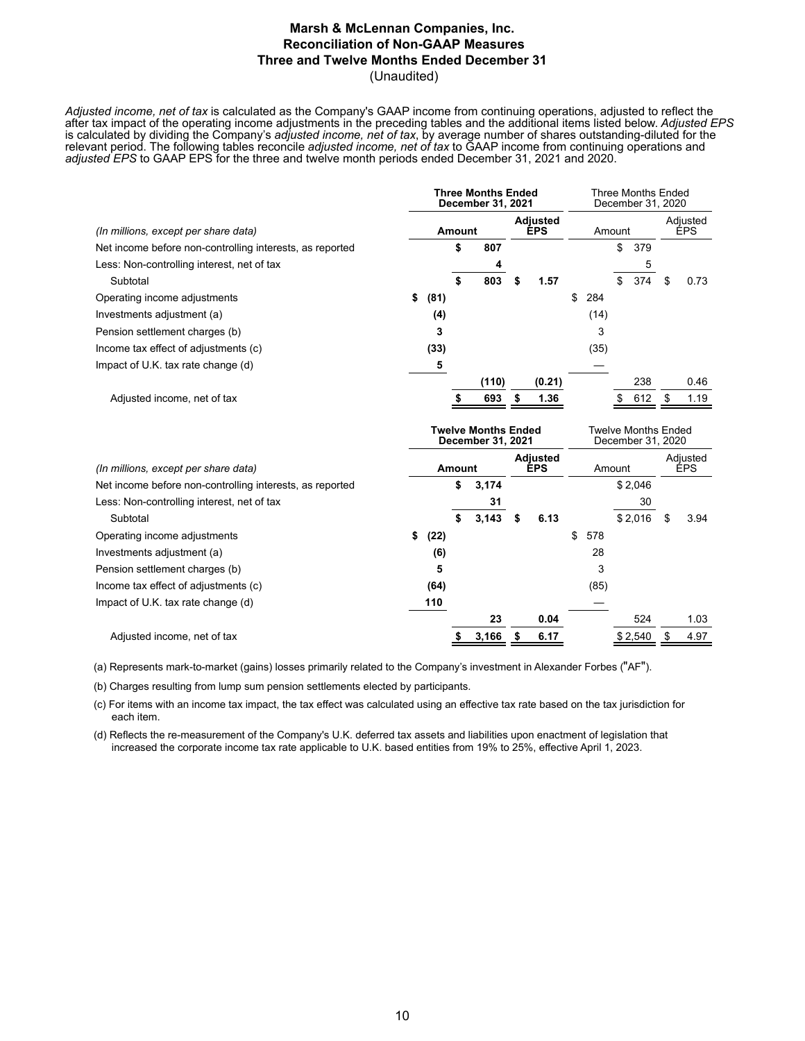# Marsh & McLennan Companies, Inc.
## Reconciliation of Non-GAAP Measures
## Three and Twelve Months Ended December 31
(Unaudited)

*Adjusted income, net of tax* is calculated as the Company's GAAP income from continuing operations, adjusted to reflect the after tax impact of the operating income adjustments in the preceding tables and the additional items listed below. *Adjusted EPS* is calculated by dividing the Company's *adjusted income, net of tax*, by average number of shares outstanding-diluted for the relevant period. The following tables reconcile *adjusted income, net of tax* to GAAP income from continuing operations and *adjusted EPS* to GAAP EPS for the three and twelve month periods ended December 31, 2021 and 2020.

| | **Three Months Ended December 31, 2021** | | | Three Months Ended December 31, 2020 | | |
|---|---|---|---|---|---|---|
| *(In millions, except per share data)* | | **Amount** | **Adjusted EPS** | | Amount | Adjusted EPS |
| Net income before non-controlling interests, as reported | | **$ 807** | | | $ 379 | |
| Less: Non-controlling interest, net of tax | | **4** | | | 5 | |
| Subtotal | | **$ 803** | **$ 1.57** | | $ 374 | $ 0.73 |
| Operating income adjustments | **$ (81)** | | | $ 284 | | |
| Investments adjustment (a) | **(4)** | | | (14) | | |
| Pension settlement charges (b) | **3** | | | 3 | | |
| Income tax effect of adjustments (c) | **(33)** | | | (35) | | |
| Impact of U.K. tax rate change (d) | **5** | | | — | | |
| | | **(110)** | **(0.21)** | | 238 | 0.46 |
| Adjusted income, net of tax | | **$ 693** | **$ 1.36** | | $ 612 | $ 1.19 |

| | **Twelve Months Ended December 31, 2021** | | | Twelve Months Ended December 31, 2020 | | |
|---|---|---|---|---|---|---|
| *(In millions, except per share data)* | | **Amount** | **Adjusted EPS** | | Amount | Adjusted EPS |
| Net income before non-controlling interests, as reported | | **$ 3,174** | | | $ 2,046 | |
| Less: Non-controlling interest, net of tax | | **31** | | | 30 | |
| Subtotal | | **$ 3,143** | **$ 6.13** | | $ 2,016 | $ 3.94 |
| Operating income adjustments | **$ (22)** | | | $ 578 | | |
| Investments adjustment (a) | **(6)** | | | 28 | | |
| Pension settlement charges (b) | **5** | | | 3 | | |
| Income tax effect of adjustments (c) | **(64)** | | | (85) | | |
| Impact of U.K. tax rate change (d) | **110** | | | — | | |
| | | **23** | **0.04** | | 524 | 1.03 |
| Adjusted income, net of tax | | **$ 3,166** | **$ 6.17** | | $ 2,540 | $ 4.97 |

(a) Represents mark-to-market (gains) losses primarily related to the Company's investment in Alexander Forbes ("AF").

(b) Charges resulting from lump sum pension settlements elected by participants.

(c) For items with an income tax impact, the tax effect was calculated using an effective tax rate based on the tax jurisdiction for each item.

(d) Reflects the re-measurement of the Company's U.K. deferred tax assets and liabilities upon enactment of legislation that increased the corporate income tax rate applicable to U.K. based entities from 19% to 25%, effective April 1, 2023.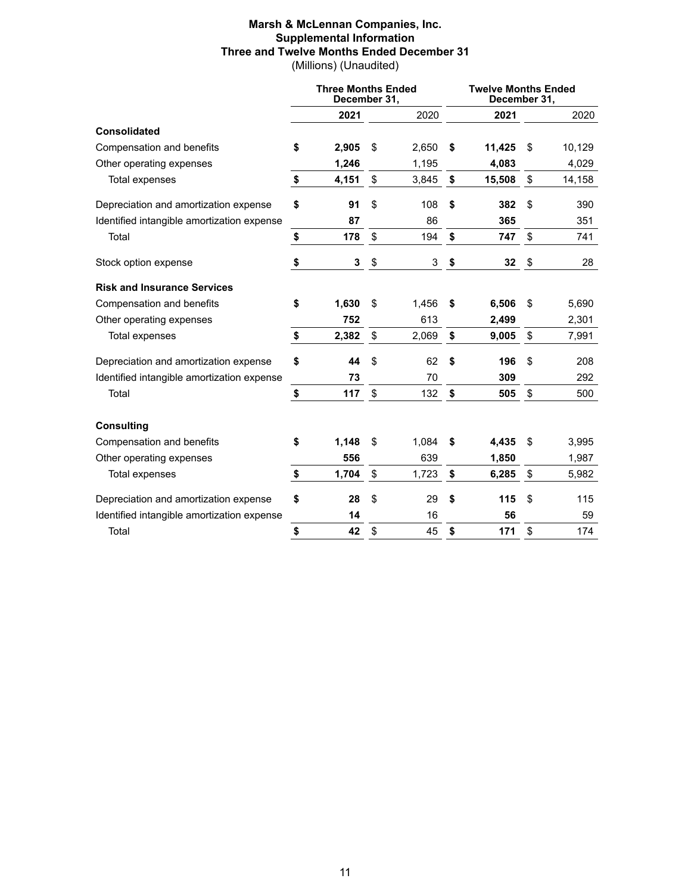**Marsh & McLennan Companies, Inc.**
**Supplemental Information**
**Three and Twelve Months Ended December 31**
(Millions) (Unaudited)

| | Three Months Ended December 31, | | Twelve Months Ended December 31, | |
|---|---|---|---|---|
| | **2021** | 2020 | **2021** | 2020 |
| **Consolidated** | | | | |
| Compensation and benefits | **$ 2,905** | $ 2,650 | **$ 11,425** | $ 10,129 |
| Other operating expenses | **1,246** | 1,195 | **4,083** | 4,029 |
| Total expenses | **$ 4,151** | $ 3,845 | **$ 15,508** | $ 14,158 |
| Depreciation and amortization expense | **$ 91** | $ 108 | **$ 382** | $ 390 |
| Identified intangible amortization expense | **87** | 86 | **365** | 351 |
| Total | **$ 178** | $ 194 | **$ 747** | $ 741 |
| Stock option expense | **$ 3** | $ 3 | **$ 32** | $ 28 |
| **Risk and Insurance Services** | | | | |
| Compensation and benefits | **$ 1,630** | $ 1,456 | **$ 6,506** | $ 5,690 |
| Other operating expenses | **752** | 613 | **2,499** | 2,301 |
| Total expenses | **$ 2,382** | $ 2,069 | **$ 9,005** | $ 7,991 |
| Depreciation and amortization expense | **$ 44** | $ 62 | **$ 196** | $ 208 |
| Identified intangible amortization expense | **73** | 70 | **309** | 292 |
| Total | **$ 117** | $ 132 | **$ 505** | $ 500 |
| **Consulting** | | | | |
| Compensation and benefits | **$ 1,148** | $ 1,084 | **$ 4,435** | $ 3,995 |
| Other operating expenses | **556** | 639 | **1,850** | 1,987 |
| Total expenses | **$ 1,704** | $ 1,723 | **$ 6,285** | $ 5,982 |
| Depreciation and amortization expense | **$ 28** | $ 29 | **$ 115** | $ 115 |
| Identified intangible amortization expense | **14** | 16 | **56** | 59 |
| Total | **$ 42** | $ 45 | **$ 171** | $ 174 |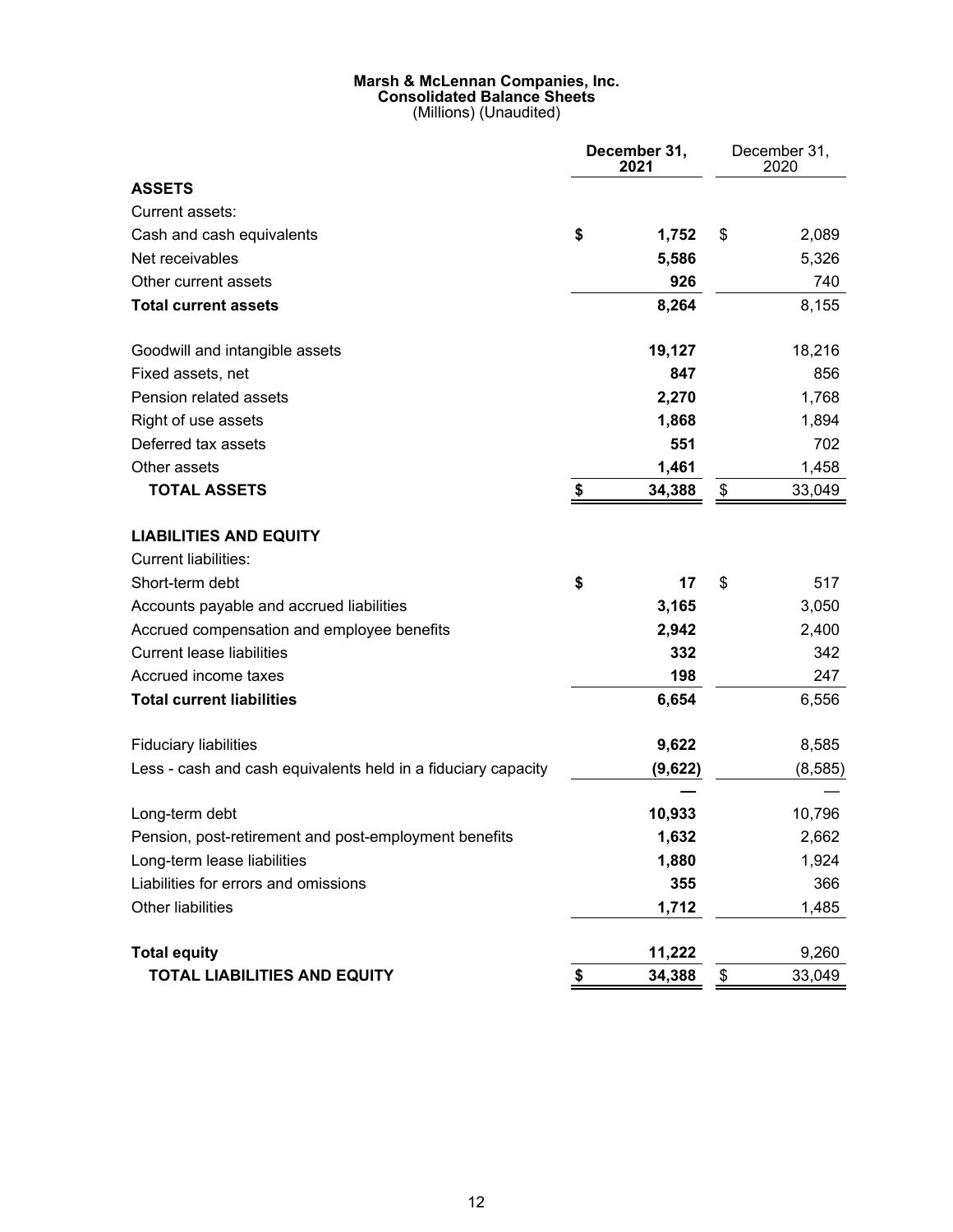**Marsh & McLennan Companies, Inc.**
**Consolidated Balance Sheets**
(Millions) (Unaudited)

| | December 31, 2021 | December 31, 2020 |
|---|---|---|
| **ASSETS** | | |
| Current assets: | | |
| Cash and cash equivalents | **$ 1,752** | $ 2,089 |
| Net receivables | **5,586** | 5,326 |
| Other current assets | **926** | 740 |
| **Total current assets** | **8,264** | 8,155 |
| | | |
| Goodwill and intangible assets | **19,127** | 18,216 |
| Fixed assets, net | **847** | 856 |
| Pension related assets | **2,270** | 1,768 |
| Right of use assets | **1,868** | 1,894 |
| Deferred tax assets | **551** | 702 |
| Other assets | **1,461** | 1,458 |
| **TOTAL ASSETS** | **$ 34,388** | $ 33,049 |
| | | |
| **LIABILITIES AND EQUITY** | | |
| Current liabilities: | | |
| Short-term debt | **$ 17** | $ 517 |
| Accounts payable and accrued liabilities | **3,165** | 3,050 |
| Accrued compensation and employee benefits | **2,942** | 2,400 |
| Current lease liabilities | **332** | 342 |
| Accrued income taxes | **198** | 247 |
| **Total current liabilities** | **6,654** | 6,556 |
| | | |
| Fiduciary liabilities | **9,622** | 8,585 |
| Less - cash and cash equivalents held in a fiduciary capacity | **(9,622)** | (8,585) |
| | **—** | — |
| Long-term debt | **10,933** | 10,796 |
| Pension, post-retirement and post-employment benefits | **1,632** | 2,662 |
| Long-term lease liabilities | **1,880** | 1,924 |
| Liabilities for errors and omissions | **355** | 366 |
| Other liabilities | **1,712** | 1,485 |
| | | |
| **Total equity** | **11,222** | 9,260 |
| **TOTAL LIABILITIES AND EQUITY** | **$ 34,388** | $ 33,049 |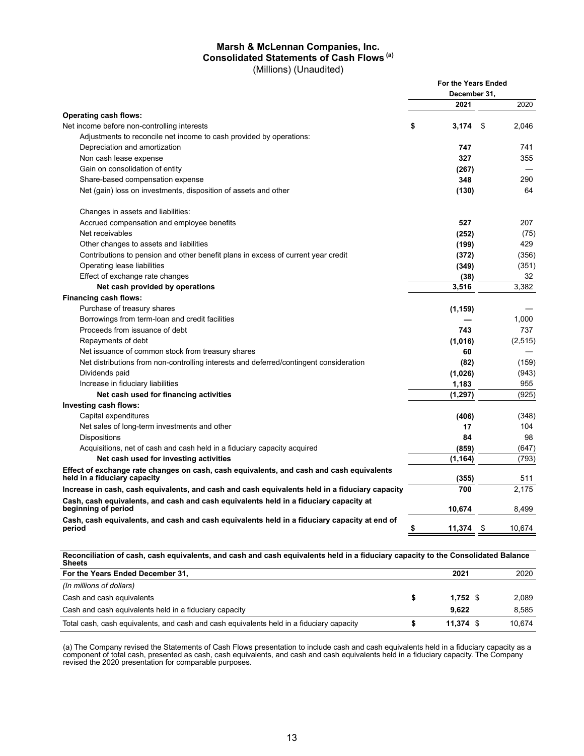# Marsh & McLennan Companies, Inc.
## Consolidated Statements of Cash Flows [(a)]
(Millions) (Unaudited)

| | For the Years Ended December 31, 2021 | 2020 |
|---|---|---|
| **Operating cash flows:** | | |
| Net income before non-controlling interests | $ **3,174** | $ 2,046 |
| Adjustments to reconcile net income to cash provided by operations: | | |
| Depreciation and amortization | **747** | 741 |
| Non cash lease expense | **327** | 355 |
| Gain on consolidation of entity | **(267)** | — |
| Share-based compensation expense | **348** | 290 |
| Net (gain) loss on investments, disposition of assets and other | **(130)** | 64 |
| Changes in assets and liabilities: | | |
| Accrued compensation and employee benefits | **527** | 207 |
| Net receivables | **(252)** | (75) |
| Other changes to assets and liabilities | **(199)** | 429 |
| Contributions to pension and other benefit plans in excess of current year credit | **(372)** | (356) |
| Operating lease liabilities | **(349)** | (351) |
| Effect of exchange rate changes | **(38)** | 32 |
| **Net cash provided by operations** | **3,516** | 3,382 |
| **Financing cash flows:** | | |
| Purchase of treasury shares | **(1,159)** | — |
| Borrowings from term-loan and credit facilities | **—** | 1,000 |
| Proceeds from issuance of debt | **743** | 737 |
| Repayments of debt | **(1,016)** | (2,515) |
| Net issuance of common stock from treasury shares | **60** | — |
| Net distributions from non-controlling interests and deferred/contingent consideration | **(82)** | (159) |
| Dividends paid | **(1,026)** | (943) |
| Increase in fiduciary liabilities | **1,183** | 955 |
| **Net cash used for financing activities** | **(1,297)** | (925) |
| **Investing cash flows:** | | |
| Capital expenditures | **(406)** | (348) |
| Net sales of long-term investments and other | **17** | 104 |
| Dispositions | **84** | 98 |
| Acquisitions, net of cash and cash held in a fiduciary capacity acquired | **(859)** | (647) |
| **Net cash used for investing activities** | **(1,164)** | (793) |
| **Effect of exchange rate changes on cash, cash equivalents, and cash and cash equivalents held in a fiduciary capacity** | **(355)** | 511 |
| **Increase in cash, cash equivalents, and cash and cash equivalents held in a fiduciary capacity** | **700** | 2,175 |
| **Cash, cash equivalents, and cash and cash equivalents held in a fiduciary capacity at beginning of period** | **10,674** | 8,499 |
| **Cash, cash equivalents, and cash and cash equivalents held in a fiduciary capacity at end of period** | $ **11,374** | $ 10,674 |

**Reconciliation of cash, cash equivalents, and cash and cash equivalents held in a fiduciary capacity to the Consolidated Balance Sheets**

| **For the Years Ended December 31,** | **2021** | 2020 |
|---|---|---|
| *(In millions of dollars)* | | |
| Cash and cash equivalents | $ **1,752** | $ 2,089 |
| Cash and cash equivalents held in a fiduciary capacity | **9,622** | 8,585 |
| Total cash, cash equivalents, and cash and cash equivalents held in a fiduciary capacity | $ **11,374** | $ 10,674 |

(a) The Company revised the Statements of Cash Flows presentation to include cash and cash equivalents held in a fiduciary capacity as a component of total cash, presented as cash, cash equivalents, and cash and cash equivalents held in a fiduciary capacity. The Company revised the 2020 presentation for comparable purposes.